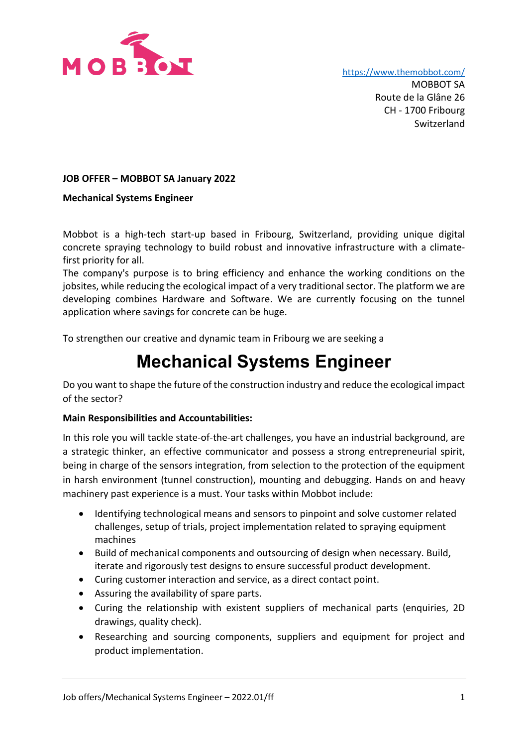https://www.themobbot.com/
MOBBOT SA
Route de la Glâne 26
CH - 1700 Fribourg
Switzerland

**JOB OFFER – MOBBOT SA January 2022**

**Mechanical Systems Engineer**

Mobbot is a high-tech start-up based in Fribourg, Switzerland, providing unique digital concrete spraying technology to build robust and innovative infrastructure with a climate-first priority for all.
The company's purpose is to bring efficiency and enhance the working conditions on the jobsites, while reducing the ecological impact of a very traditional sector. The platform we are developing combines Hardware and Software. We are currently focusing on the tunnel application where savings for concrete can be huge.

To strengthen our creative and dynamic team in Fribourg we are seeking a

# Mechanical Systems Engineer

Do you want to shape the future of the construction industry and reduce the ecological impact of the sector?

**Main Responsibilities and Accountabilities:**

In this role you will tackle state-of-the-art challenges, you have an industrial background, are a strategic thinker, an effective communicator and possess a strong entrepreneurial spirit, being in charge of the sensors integration, from selection to the protection of the equipment in harsh environment (tunnel construction), mounting and debugging. Hands on and heavy machinery past experience is a must. Your tasks within Mobbot include:

- Identifying technological means and sensors to pinpoint and solve customer related challenges, setup of trials, project implementation related to spraying equipment machines
- Build of mechanical components and outsourcing of design when necessary. Build, iterate and rigorously test designs to ensure successful product development.
- Curing customer interaction and service, as a direct contact point.
- Assuring the availability of spare parts.
- Curing the relationship with existent suppliers of mechanical parts (enquiries, 2D drawings, quality check).
- Researching and sourcing components, suppliers and equipment for project and product implementation.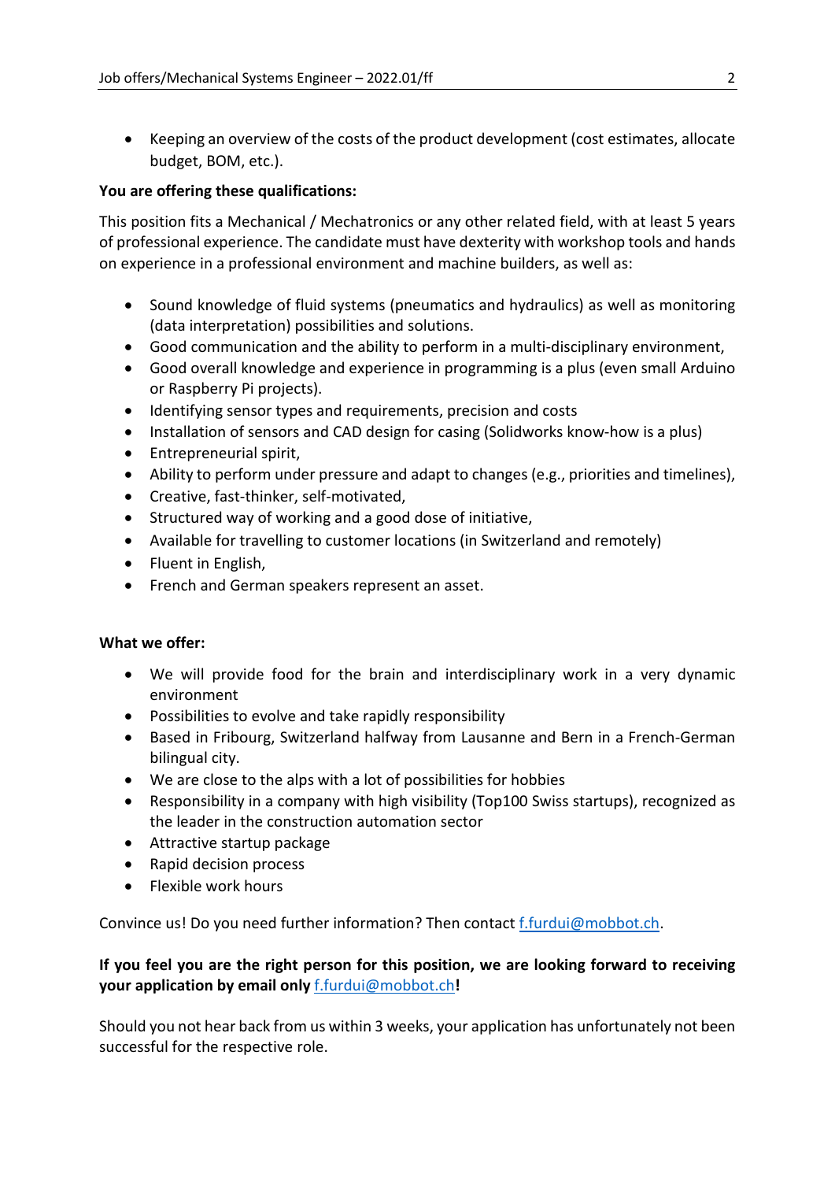- Keeping an overview of the costs of the product development (cost estimates, allocate budget, BOM, etc.).

**You are offering these qualifications:**

This position fits a Mechanical / Mechatronics or any other related field, with at least 5 years of professional experience. The candidate must have dexterity with workshop tools and hands on experience in a professional environment and machine builders, as well as:

- Sound knowledge of fluid systems (pneumatics and hydraulics) as well as monitoring (data interpretation) possibilities and solutions.
- Good communication and the ability to perform in a multi-disciplinary environment,
- Good overall knowledge and experience in programming is a plus (even small Arduino or Raspberry Pi projects).
- Identifying sensor types and requirements, precision and costs
- Installation of sensors and CAD design for casing (Solidworks know-how is a plus)
- Entrepreneurial spirit,
- Ability to perform under pressure and adapt to changes (e.g., priorities and timelines),
- Creative, fast-thinker, self-motivated,
- Structured way of working and a good dose of initiative,
- Available for travelling to customer locations (in Switzerland and remotely)
- Fluent in English,
- French and German speakers represent an asset.

**What we offer:**

- We will provide food for the brain and interdisciplinary work in a very dynamic environment
- Possibilities to evolve and take rapidly responsibility
- Based in Fribourg, Switzerland halfway from Lausanne and Bern in a French-German bilingual city.
- We are close to the alps with a lot of possibilities for hobbies
- Responsibility in a company with high visibility (Top100 Swiss startups), recognized as the leader in the construction automation sector
- Attractive startup package
- Rapid decision process
- Flexible work hours

Convince us! Do you need further information? Then contact f.furdui@mobbot.ch.

**If you feel you are the right person for this position, we are looking forward to receiving your application by email only** f.furdui@mobbot.ch**!**

Should you not hear back from us within 3 weeks, your application has unfortunately not been successful for the respective role.